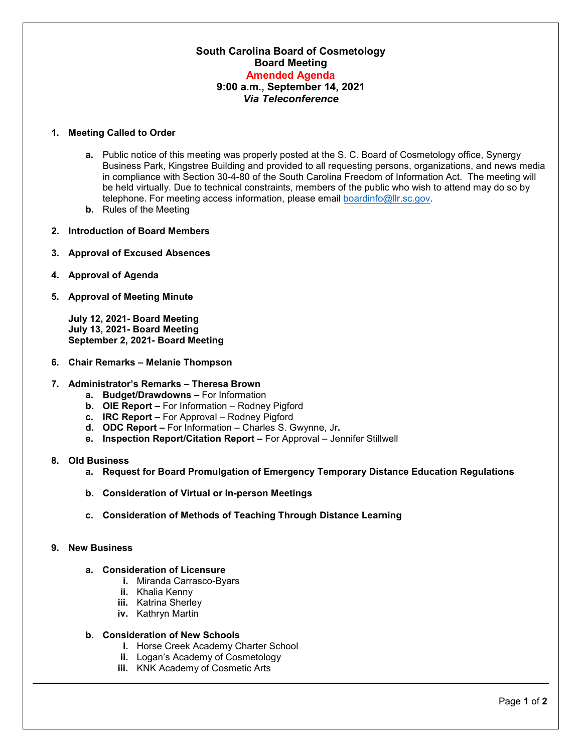**South Carolina Board of Cosmetology**
**Board Meeting**
**Amended Agenda**
**9:00 a.m., September 14, 2021**
***Via Teleconference***

1. **Meeting Called to Order**
   - **a.** Public notice of this meeting was properly posted at the S. C. Board of Cosmetology office, Synergy Business Park, Kingstree Building and provided to all requesting persons, organizations, and news media in compliance with Section 30-4-80 of the South Carolina Freedom of Information Act. The meeting will be held virtually. Due to technical constraints, members of the public who wish to attend may do so by telephone. For meeting access information, please email boardinfo@llr.sc.gov.
   - **b.** Rules of the Meeting

2. **Introduction of Board Members**

3. **Approval of Excused Absences**

4. **Approval of Agenda**

5. **Approval of Meeting Minute**

   **July 12, 2021- Board Meeting**
   **July 13, 2021- Board Meeting**
   **September 2, 2021- Board Meeting**

6. **Chair Remarks – Melanie Thompson**

7. **Administrator's Remarks – Theresa Brown**
   - **a. Budget/Drawdowns –** For Information
   - **b. OIE Report –** For Information – Rodney Pigford
   - **c. IRC Report –** For Approval – Rodney Pigford
   - **d. ODC Report –** For Information – Charles S. Gwynne, Jr**.**
   - **e. Inspection Report/Citation Report –** For Approval – Jennifer Stillwell

8. **Old Business**
   - **a. Request for Board Promulgation of Emergency Temporary Distance Education Regulations**
   - **b. Consideration of Virtual or In-person Meetings**
   - **c. Consideration of Methods of Teaching Through Distance Learning**

9. **New Business**
   - **a. Consideration of Licensure**
     - **i.** Miranda Carrasco-Byars
     - **ii.** Khalia Kenny
     - **iii.** Katrina Sherley
     - **iv.** Kathryn Martin
   - **b. Consideration of New Schools**
     - **i.** Horse Creek Academy Charter School
     - **ii.** Logan's Academy of Cosmetology
     - **iii.** KNK Academy of Cosmetic Arts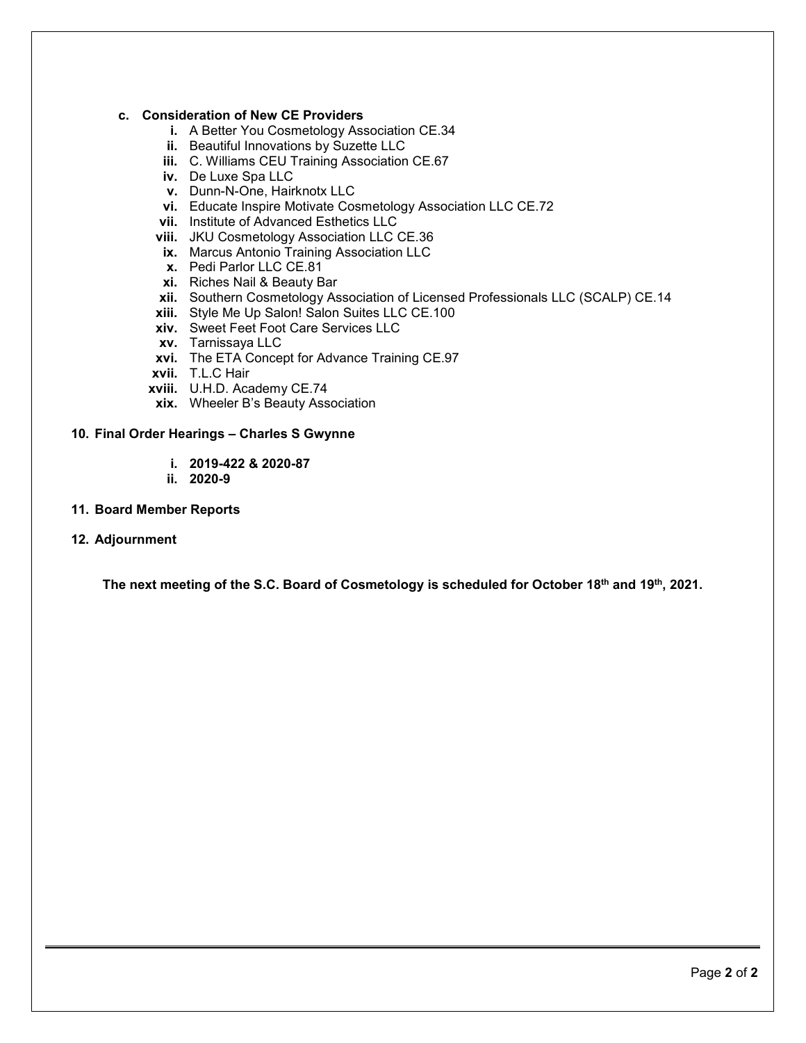**c. Consideration of New CE Providers**

- **i.** A Better You Cosmetology Association CE.34
- **ii.** Beautiful Innovations by Suzette LLC
- **iii.** C. Williams CEU Training Association CE.67
- **iv.** De Luxe Spa LLC
- **v.** Dunn-N-One, Hairknotx LLC
- **vi.** Educate Inspire Motivate Cosmetology Association LLC CE.72
- **vii.** Institute of Advanced Esthetics LLC
- **viii.** JKU Cosmetology Association LLC CE.36
- **ix.** Marcus Antonio Training Association LLC
- **x.** Pedi Parlor LLC CE.81
- **xi.** Riches Nail & Beauty Bar
- **xii.** Southern Cosmetology Association of Licensed Professionals LLC (SCALP) CE.14
- **xiii.** Style Me Up Salon! Salon Suites LLC CE.100
- **xiv.** Sweet Feet Foot Care Services LLC
- **xv.** Tarnissaya LLC
- **xvi.** The ETA Concept for Advance Training CE.97
- **xvii.** T.L.C Hair
- **xviii.** U.H.D. Academy CE.74
- **xix.** Wheeler B's Beauty Association

**10. Final Order Hearings – Charles S Gwynne**

- **i. 2019-422 & 2020-87**
- **ii. 2020-9**

**11. Board Member Reports**

**12. Adjournment**

**The next meeting of the S.C. Board of Cosmetology is scheduled for October 18th and 19th, 2021.**